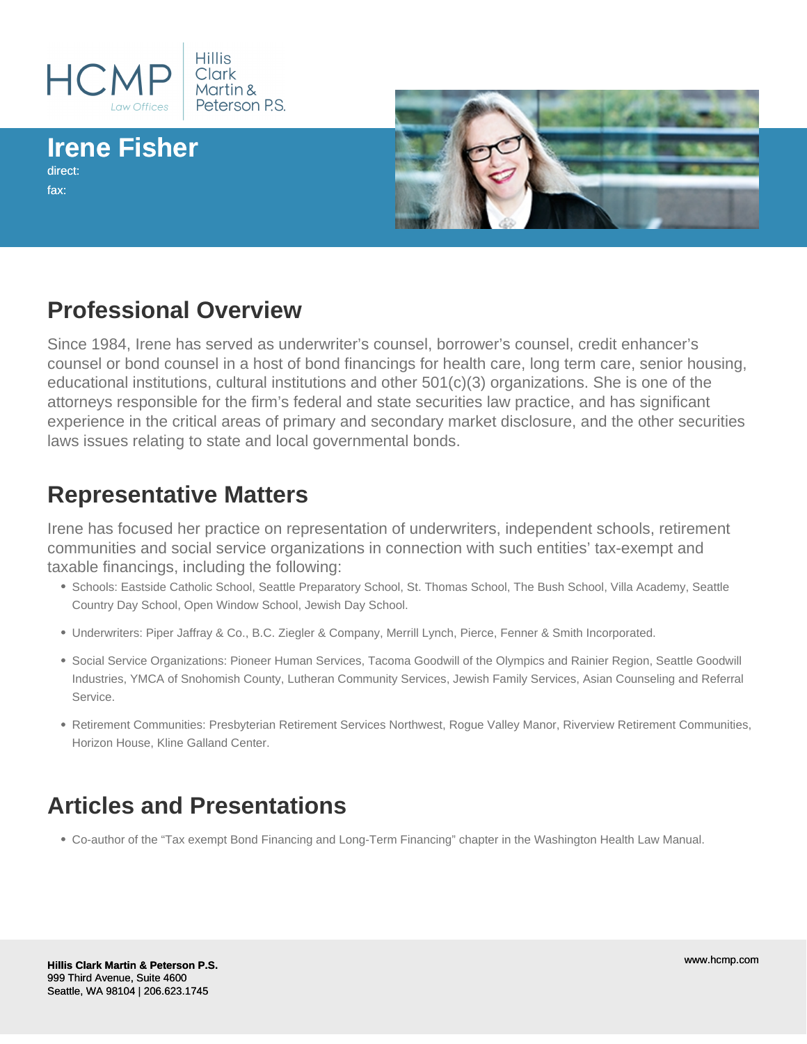HCMP Law Offices | Hillis Clark Martin & Peterson P.S.

# Irene Fisher

direct:

fax:

## Professional Overview

Since 1984, Irene has served as underwriter's counsel, borrower's counsel, credit enhancer's counsel or bond counsel in a host of bond financings for health care, long term care, senior housing, educational institutions, cultural institutions and other 501(c)(3) organizations. She is one of the attorneys responsible for the firm's federal and state securities law practice, and has significant experience in the critical areas of primary and secondary market disclosure, and the other securities laws issues relating to state and local governmental bonds.

## Representative Matters

Irene has focused her practice on representation of underwriters, independent schools, retirement communities and social service organizations in connection with such entities' tax-exempt and taxable financings, including the following:

- Schools: Eastside Catholic School, Seattle Preparatory School, St. Thomas School, The Bush School, Villa Academy, Seattle Country Day School, Open Window School, Jewish Day School.
- Underwriters: Piper Jaffray & Co., B.C. Ziegler & Company, Merrill Lynch, Pierce, Fenner & Smith Incorporated.
- Social Service Organizations: Pioneer Human Services, Tacoma Goodwill of the Olympics and Rainier Region, Seattle Goodwill Industries, YMCA of Snohomish County, Lutheran Community Services, Jewish Family Services, Asian Counseling and Referral Service.
- Retirement Communities: Presbyterian Retirement Services Northwest, Rogue Valley Manor, Riverview Retirement Communities, Horizon House, Kline Galland Center.

## Articles and Presentations

- Co-author of the "Tax exempt Bond Financing and Long-Term Financing" chapter in the Washington Health Law Manual.

**Hillis Clark Martin & Peterson P.S.**
999 Third Avenue, Suite 4600
Seattle, WA 98104 | 206.623.1745

www.hcmp.com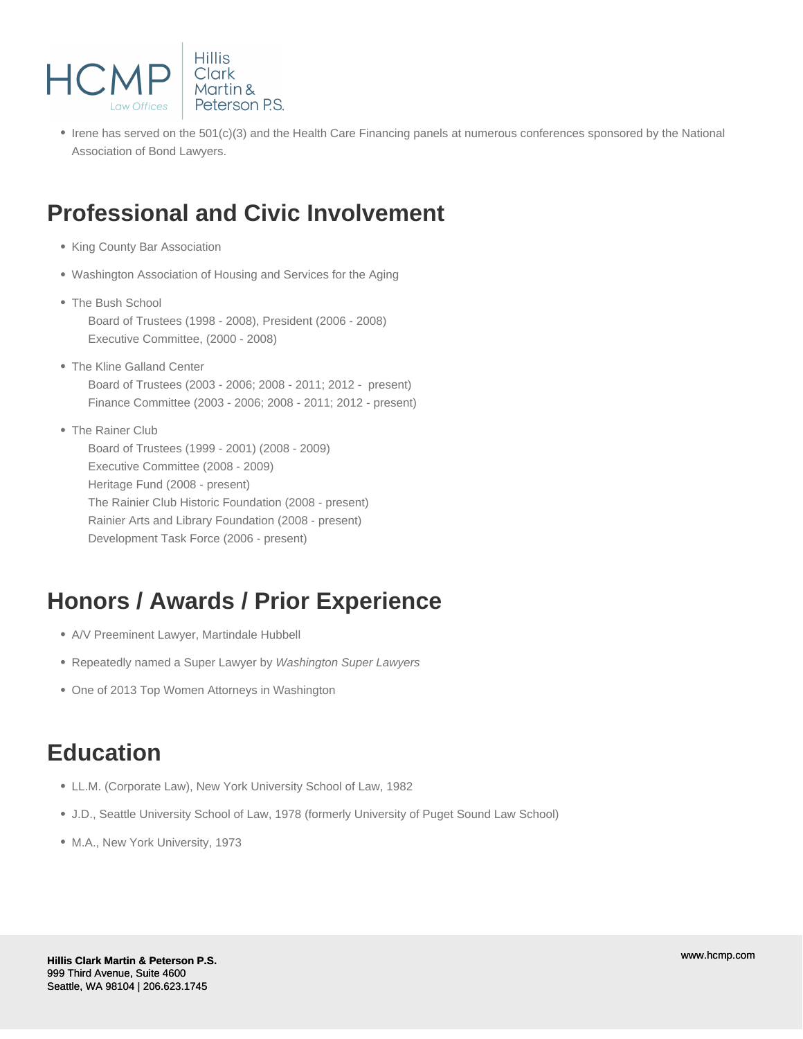- Irene has served on the 501(c)(3) and the Health Care Financing panels at numerous conferences sponsored by the National Association of Bond Lawyers.

## Professional and Civic Involvement

- King County Bar Association
- Washington Association of Housing and Services for the Aging
- The Bush School
  Board of Trustees (1998 - 2008), President (2006 - 2008)
  Executive Committee, (2000 - 2008)
- The Kline Galland Center
  Board of Trustees (2003 - 2006; 2008 - 2011; 2012 - present)
  Finance Committee (2003 - 2006; 2008 - 2011; 2012 - present)
- The Rainer Club
  Board of Trustees (1999 - 2001) (2008 - 2009)
  Executive Committee (2008 - 2009)
  Heritage Fund (2008 - present)
  The Rainier Club Historic Foundation (2008 - present)
  Rainier Arts and Library Foundation (2008 - present)
  Development Task Force (2006 - present)

## Honors / Awards / Prior Experience

- A/V Preeminent Lawyer, Martindale Hubbell
- Repeatedly named a Super Lawyer by *Washington Super Lawyers*
- One of 2013 Top Women Attorneys in Washington

## Education

- LL.M. (Corporate Law), New York University School of Law, 1982
- J.D., Seattle University School of Law, 1978 (formerly University of Puget Sound Law School)
- M.A., New York University, 1973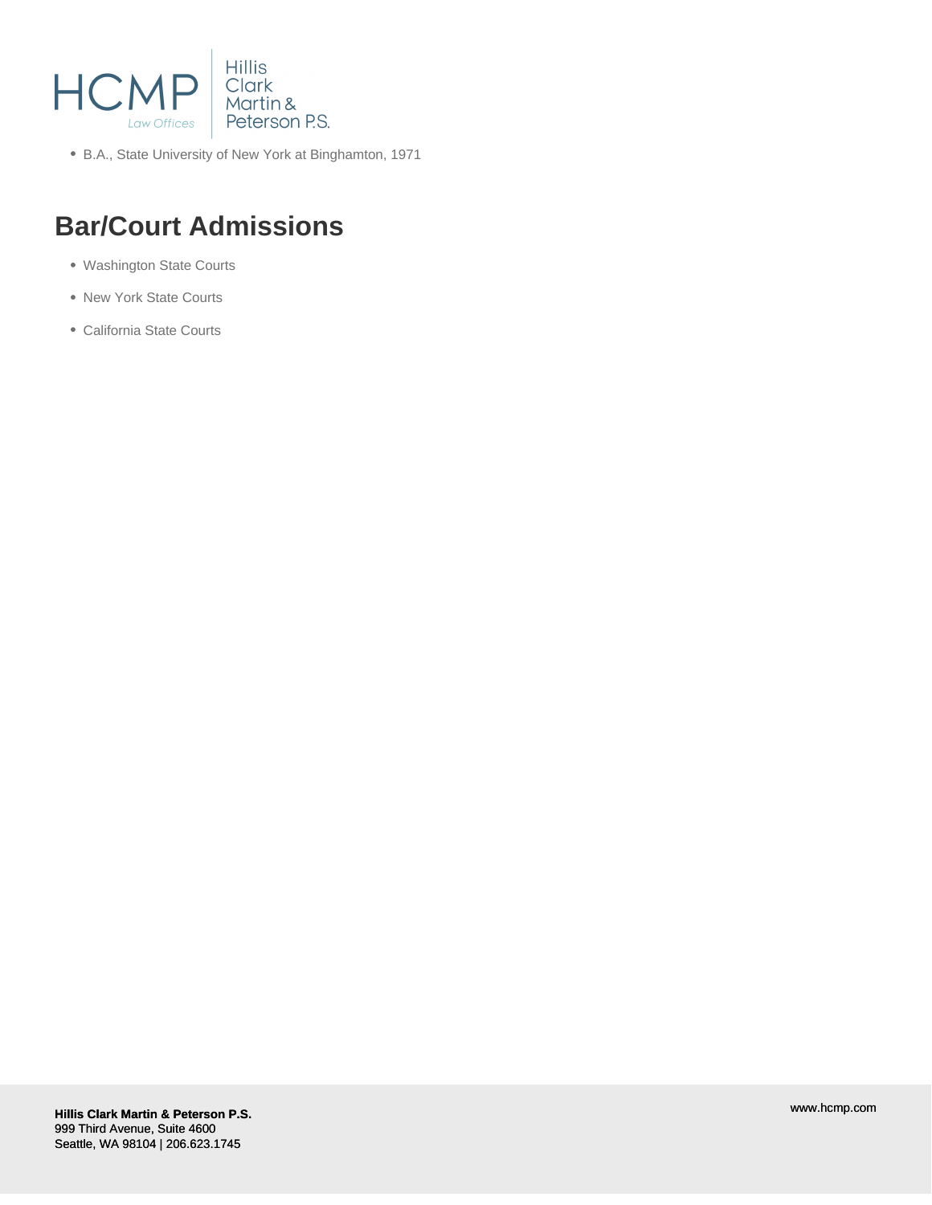- B.A., State University of New York at Binghamton, 1971

## Bar/Court Admissions

- Washington State Courts
- New York State Courts
- California State Courts